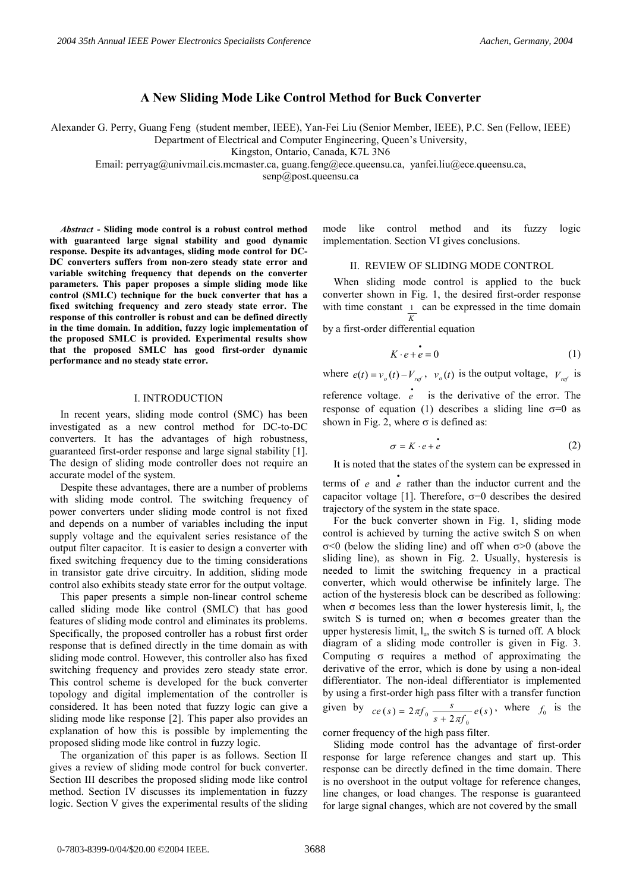# A New Sliding Mode Like Control Method for Buck Converter

Alexander G. Perry, Guang Feng (student member, IEEE), Yan-Fei Liu (Senior Member, IEEE), P.C. Sen (Fellow, IEEE)
Department of Electrical and Computer Engineering, Queen's University,
Kingston, Ontario, Canada, K7L 3N6
Email: perryag@univmail.cis.mcmaster.ca, guang.feng@ece.queensu.ca, yanfei.liu@ece.queensu.ca, senp@post.queensu.ca

***Abstract* - Sliding mode control is a robust control method with guaranteed large signal stability and good dynamic response. Despite its advantages, sliding mode control for DC-DC converters suffers from non-zero steady state error and variable switching frequency that depends on the converter parameters. This paper proposes a simple sliding mode like control (SMLC) technique for the buck converter that has a fixed switching frequency and zero steady state error. The response of this controller is robust and can be defined directly in the time domain. In addition, fuzzy logic implementation of the proposed SMLC is provided. Experimental results show that the proposed SMLC has good first-order dynamic performance and no steady state error.**

## I. INTRODUCTION

In recent years, sliding mode control (SMC) has been investigated as a new control method for DC-to-DC converters. It has the advantages of high robustness, guaranteed first-order response and large signal stability [1]. The design of sliding mode controller does not require an accurate model of the system.

Despite these advantages, there are a number of problems with sliding mode control. The switching frequency of power converters under sliding mode control is not fixed and depends on a number of variables including the input supply voltage and the equivalent series resistance of the output filter capacitor. It is easier to design a converter with fixed switching frequency due to the timing considerations in transistor gate drive circuitry. In addition, sliding mode control also exhibits steady state error for the output voltage.

This paper presents a simple non-linear control scheme called sliding mode like control (SMLC) that has good features of sliding mode control and eliminates its problems. Specifically, the proposed controller has a robust first order response that is defined directly in the time domain as with sliding mode control. However, this controller also has fixed switching frequency and provides zero steady state error. This control scheme is developed for the buck converter topology and digital implementation of the controller is considered. It has been noted that fuzzy logic can give a sliding mode like response [2]. This paper also provides an explanation of how this is possible by implementing the proposed sliding mode like control in fuzzy logic.

The organization of this paper is as follows. Section II gives a review of sliding mode control for buck converter. Section III describes the proposed sliding mode like control method. Section IV discusses its implementation in fuzzy logic. Section V gives the experimental results of the sliding mode like control method and its fuzzy logic implementation. Section VI gives conclusions.

## II. REVIEW OF SLIDING MODE CONTROL

When sliding mode control is applied to the buck converter shown in Fig. 1, the desired first-order response with time constant $\frac{1}{K}$ can be expressed in the time domain by a first-order differential equation

$$K \cdot e + \dot{e} = 0 \tag{1}$$

where $e(t) = v_o(t) - V_{ref}$, $v_o(t)$ is the output voltage, $V_{ref}$ is reference voltage. $\dot{e}$ is the derivative of the error. The response of equation (1) describes a sliding line σ=0 as shown in Fig. 2, where σ is defined as:

$$\sigma = K \cdot e + \dot{e} \tag{2}$$

It is noted that the states of the system can be expressed in terms of $e$ and $\dot{e}$ rather than the inductor current and the capacitor voltage [1]. Therefore, σ=0 describes the desired trajectory of the system in the state space.

For the buck converter shown in Fig. 1, sliding mode control is achieved by turning the active switch S on when σ<0 (below the sliding line) and off when σ>0 (above the sliding line), as shown in Fig. 2. Usually, hysteresis is needed to limit the switching frequency in a practical converter, which would otherwise be infinitely large. The action of the hysteresis block can be described as following: when σ becomes less than the lower hysteresis limit, $l_l$, the switch S is turned on; when σ becomes greater than the upper hysteresis limit, $l_u$, the switch S is turned off. A block diagram of a sliding mode controller is given in Fig. 3. Computing σ requires a method of approximating the derivative of the error, which is done by using a non-ideal differentiator. The non-ideal differentiator is implemented by using a first-order high pass filter with a transfer function given by $ce(s) = 2\pi f_0 \frac{s}{s + 2\pi f_0} e(s)$, where $f_0$ is the corner frequency of the high pass filter.

Sliding mode control has the advantage of first-order response for large reference changes and start up. This response can be directly defined in the time domain. There is no overshoot in the output voltage for reference changes, line changes, or load changes. The response is guaranteed for large signal changes, which are not covered by the small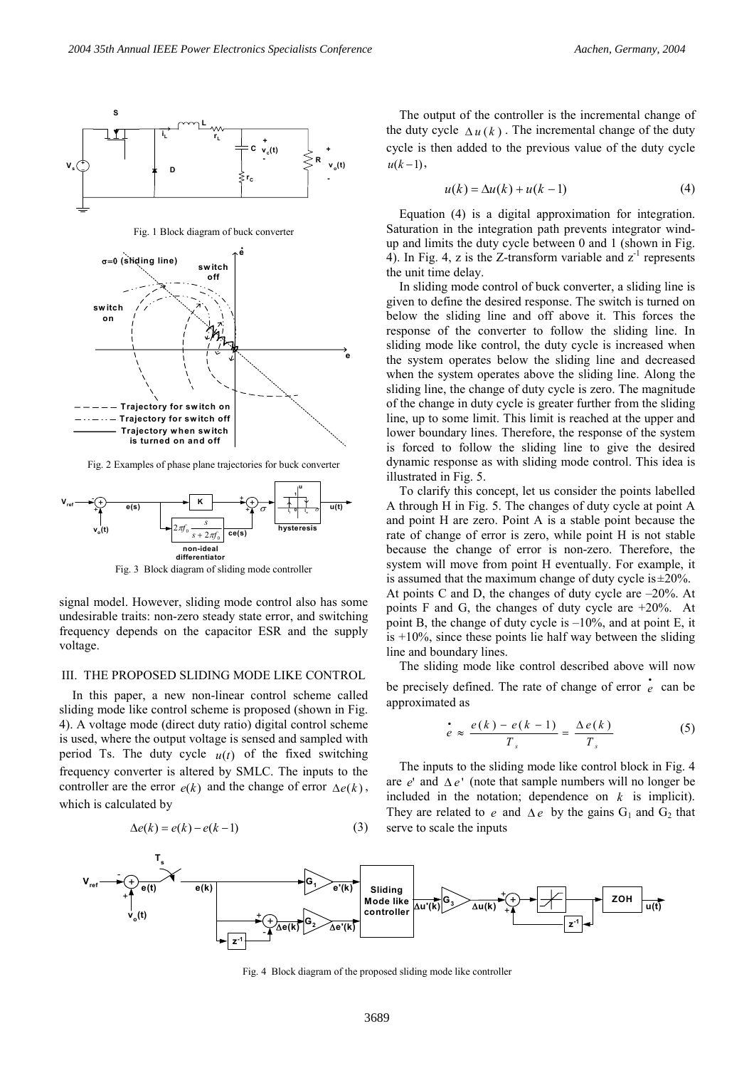Fig. 1 Block diagram of buck converter

Fig. 2 Examples of phase plane trajectories for buck converter

Fig. 3 Block diagram of sliding mode controller

signal model. However, sliding mode control also has some undesirable traits: non-zero steady state error, and switching frequency depends on the capacitor ESR and the supply voltage.

## III. THE PROPOSED SLIDING MODE LIKE CONTROL

In this paper, a new non-linear control scheme called sliding mode like control scheme is proposed (shown in Fig. 4). A voltage mode (direct duty ratio) digital control scheme is used, where the output voltage is sensed and sampled with period Ts. The duty cycle $u(t)$ of the fixed switching frequency converter is altered by SMLC. The inputs to the controller are the error $e(k)$ and the change of error $\Delta e(k)$, which is calculated by

$$\Delta e(k) = e(k) - e(k-1) \tag{3}$$

The output of the controller is the incremental change of the duty cycle $\Delta u(k)$. The incremental change of the duty cycle is then added to the previous value of the duty cycle $u(k-1)$,

$$u(k) = \Delta u(k) + u(k-1) \tag{4}$$

Equation (4) is a digital approximation for integration. Saturation in the integration path prevents integrator wind-up and limits the duty cycle between 0 and 1 (shown in Fig. 4). In Fig. 4, z is the Z-transform variable and $z^{-1}$ represents the unit time delay.

In sliding mode control of buck converter, a sliding line is given to define the desired response. The switch is turned on below the sliding line and off above it. This forces the response of the converter to follow the sliding line. In sliding mode like control, the duty cycle is increased when the system operates below the sliding line and decreased when the system operates above the sliding line. Along the sliding line, the change of duty cycle is zero. The magnitude of the change in duty cycle is greater further from the sliding line, up to some limit. This limit is reached at the upper and lower boundary lines. Therefore, the response of the system is forced to follow the sliding line to give the desired dynamic response as with sliding mode control. This idea is illustrated in Fig. 5.

To clarify this concept, let us consider the points labelled A through H in Fig. 5. The changes of duty cycle at point A and point H are zero. Point A is a stable point because the rate of change of error is zero, while point H is not stable because the change of error is non-zero. Therefore, the system will move from point H eventually. For example, it is assumed that the maximum change of duty cycle is ±20%. At points C and D, the changes of duty cycle are –20%. At points F and G, the changes of duty cycle are +20%. At point B, the change of duty cycle is –10%, and at point E, it is +10%, since these points lie half way between the sliding line and boundary lines.

The sliding mode like control described above will now be precisely defined. The rate of change of error $\dot{e}$ can be approximated as

$$\dot{e} \approx \frac{e(k) - e(k-1)}{T_s} = \frac{\Delta e(k)}{T_s} \tag{5}$$

The inputs to the sliding mode like control block in Fig. 4 are $e'$ and $\Delta e'$ (note that sample numbers will no longer be included in the notation; dependence on $k$ is implicit). They are related to $e$ and $\Delta e$ by the gains $G_1$ and $G_2$ that serve to scale the inputs

Fig. 4 Block diagram of the proposed sliding mode like controller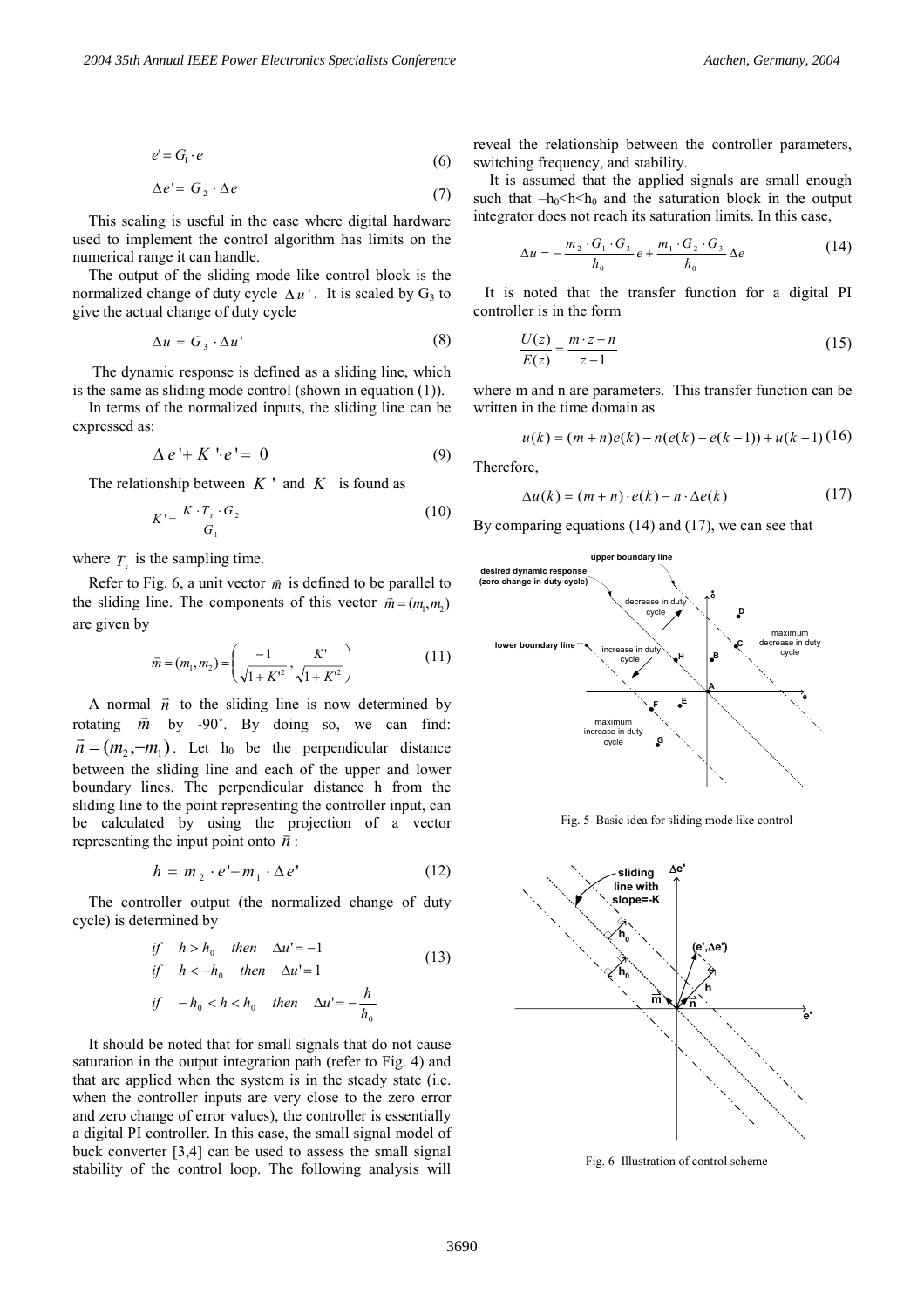$$e' = G_1 \cdot e \tag{6}$$

$$\Delta e' = G_2 \cdot \Delta e \tag{7}$$

This scaling is useful in the case where digital hardware used to implement the control algorithm has limits on the numerical range it can handle.

The output of the sliding mode like control block is the normalized change of duty cycle $\Delta u'$. It is scaled by $G_3$ to give the actual change of duty cycle

$$\Delta u = G_3 \cdot \Delta u' \tag{8}$$

The dynamic response is defined as a sliding line, which is the same as sliding mode control (shown in equation (1)).

In terms of the normalized inputs, the sliding line can be expressed as:

$$\Delta e' + K' \cdot e' = 0 \tag{9}$$

The relationship between $K'$ and $K$ is found as

$$K' = \frac{K \cdot T_s \cdot G_2}{G_1} \tag{10}$$

where $T_s$ is the sampling time.

Refer to Fig. 6, a unit vector $\vec{m}$ is defined to be parallel to the sliding line. The components of this vector $\vec{m} = (m_1, m_2)$ are given by

$$\vec{m} = (m_1, m_2) = \left( \frac{-1}{\sqrt{1+K'^2}}, \frac{K'}{\sqrt{1+K'^2}} \right) \tag{11}$$

A normal $\vec{n}$ to the sliding line is now determined by rotating $\vec{m}$ by -90˚. By doing so, we can find: $\vec{n} = (m_2, -m_1)$. Let $h_0$ be the perpendicular distance between the sliding line and each of the upper and lower boundary lines. The perpendicular distance h from the sliding line to the point representing the controller input, can be calculated by using the projection of a vector representing the input point onto $\vec{n}$:

$$h = m_2 \cdot e' - m_1 \cdot \Delta e' \tag{12}$$

The controller output (the normalized change of duty cycle) is determined by

$$\begin{aligned} &if \quad h > h_0 \quad then \quad \Delta u' = -1 \\ &if \quad h < -h_0 \quad then \quad \Delta u' = 1 \\ &if \quad -h_0 < h < h_0 \quad then \quad \Delta u' = -\frac{h}{h_0} \end{aligned} \tag{13}$$

It should be noted that for small signals that do not cause saturation in the output integration path (refer to Fig. 4) and that are applied when the system is in the steady state (i.e. when the controller inputs are very close to the zero error and zero change of error values), the controller is essentially a digital PI controller. In this case, the small signal model of buck converter [3,4] can be used to assess the small signal stability of the control loop. The following analysis will reveal the relationship between the controller parameters, switching frequency, and stability.

It is assumed that the applied signals are small enough such that $-h_0<h<h_0$ and the saturation block in the output integrator does not reach its saturation limits. In this case,

$$\Delta u = -\frac{m_2 \cdot G_1 \cdot G_3}{h_0} e + \frac{m_1 \cdot G_2 \cdot G_3}{h_0} \Delta e \tag{14}$$

It is noted that the transfer function for a digital PI controller is in the form

$$\frac{U(z)}{E(z)} = \frac{m \cdot z + n}{z - 1} \tag{15}$$

where m and n are parameters. This transfer function can be written in the time domain as

$$u(k) = (m+n)e(k) - n(e(k) - e(k-1)) + u(k-1) \tag{16}$$

Therefore,

$$\Delta u(k) = (m+n) \cdot e(k) - n \cdot \Delta e(k) \tag{17}$$

By comparing equations (14) and (17), we can see that

Fig. 5 Basic idea for sliding mode like control

Fig. 6 Illustration of control scheme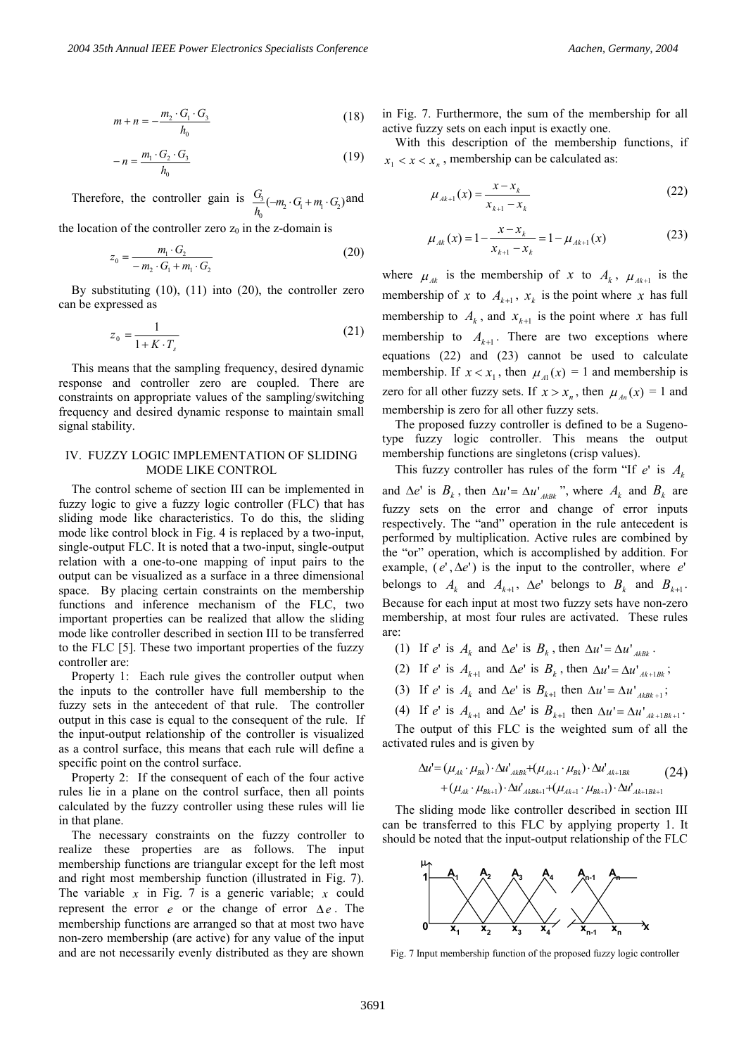$$m + n = -\frac{m_2 \cdot G_1 \cdot G_3}{h_0} \tag{18}$$

$$-n = \frac{m_1 \cdot G_2 \cdot G_3}{h_0} \tag{19}$$

Therefore, the controller gain is $\frac{G_3}{h_0}(-m_2 \cdot G_1 + m_1 \cdot G_2)$ and the location of the controller zero $z_0$ in the z-domain is

$$z_0 = \frac{m_1 \cdot G_2}{-m_2 \cdot G_1 + m_1 \cdot G_2} \tag{20}$$

By substituting (10), (11) into (20), the controller zero can be expressed as

$$z_0 = \frac{1}{1 + K \cdot T_s} \tag{21}$$

This means that the sampling frequency, desired dynamic response and controller zero are coupled. There are constraints on appropriate values of the sampling/switching frequency and desired dynamic response to maintain small signal stability.

## IV. FUZZY LOGIC IMPLEMENTATION OF SLIDING MODE LIKE CONTROL

The control scheme of section III can be implemented in fuzzy logic to give a fuzzy logic controller (FLC) that has sliding mode like characteristics. To do this, the sliding mode like control block in Fig. 4 is replaced by a two-input, single-output FLC. It is noted that a two-input, single-output relation with a one-to-one mapping of input pairs to the output can be visualized as a surface in a three dimensional space. By placing certain constraints on the membership functions and inference mechanism of the FLC, two important properties can be realized that allow the sliding mode like controller described in section III to be transferred to the FLC [5]. These two important properties of the fuzzy controller are:

Property 1: Each rule gives the controller output when the inputs to the controller have full membership to the fuzzy sets in the antecedent of that rule. The controller output in this case is equal to the consequent of the rule. If the input-output relationship of the controller is visualized as a control surface, this means that each rule will define a specific point on the control surface.

Property 2: If the consequent of each of the four active rules lie in a plane on the control surface, then all points calculated by the fuzzy controller using these rules will lie in that plane.

The necessary constraints on the fuzzy controller to realize these properties are as follows. The input membership functions are triangular except for the left most and right most membership function (illustrated in Fig. 7). The variable $x$ in Fig. 7 is a generic variable; $x$ could represent the error $e$ or the change of error $\Delta e$. The membership functions are arranged so that at most two have non-zero membership (are active) for any value of the input and are not necessarily evenly distributed as they are shown in Fig. 7. Furthermore, the sum of the membership for all active fuzzy sets on each input is exactly one.

With this description of the membership functions, if $x_1 < x < x_n$, membership can be calculated as:

$$\mu_{Ak+1}(x) = \frac{x - x_k}{x_{k+1} - x_k} \tag{22}$$

$$\mu_{Ak}(x) = 1 - \frac{x - x_k}{x_{k+1} - x_k} = 1 - \mu_{Ak+1}(x) \tag{23}$$

where $\mu_{Ak}$ is the membership of $x$ to $A_k$, $\mu_{Ak+1}$ is the membership of $x$ to $A_{k+1}$, $x_k$ is the point where $x$ has full membership to $A_k$, and $x_{k+1}$ is the point where $x$ has full membership to $A_{k+1}$. There are two exceptions where equations (22) and (23) cannot be used to calculate membership. If $x < x_1$, then $\mu_{A1}(x) = 1$ and membership is zero for all other fuzzy sets. If $x > x_n$, then $\mu_{An}(x) = 1$ and membership is zero for all other fuzzy sets.

The proposed fuzzy controller is defined to be a Sugeno-type fuzzy logic controller. This means the output membership functions are singletons (crisp values).

This fuzzy controller has rules of the form "If $e'$ is $A_k$ and $\Delta e'$ is $B_k$, then $\Delta u' = \Delta u'_{AkBk}$", where $A_k$ and $B_k$ are fuzzy sets on the error and change of error inputs respectively. The "and" operation in the rule antecedent is performed by multiplication. Active rules are combined by the "or" operation, which is accomplished by addition. For example, $(e', \Delta e')$ is the input to the controller, where $e'$ belongs to $A_k$ and $A_{k+1}$, $\Delta e'$ belongs to $B_k$ and $B_{k+1}$. Because for each input at most two fuzzy sets have non-zero membership, at most four rules are activated. These rules are:

(1) If $e'$ is $A_k$ and $\Delta e'$ is $B_k$, then $\Delta u' = \Delta u'_{AkBk}$.

(2) If $e'$ is $A_{k+1}$ and $\Delta e'$ is $B_k$, then $\Delta u' = \Delta u'_{Ak+1Bk}$;

(3) If $e'$ is $A_k$ and $\Delta e'$ is $B_{k+1}$ then $\Delta u' = \Delta u'_{AkBk+1}$;

(4) If $e'$ is $A_{k+1}$ and $\Delta e'$ is $B_{k+1}$ then $\Delta u' = \Delta u'_{Ak+1Bk+1}$.

The output of this FLC is the weighted sum of all the activated rules and is given by

$$\Delta u' = (\mu_{Ak} \cdot \mu_{Bk}) \cdot \Delta u'_{AkBk} + (\mu_{Ak+1} \cdot \mu_{Bk}) \cdot \Delta u'_{Ak+1Bk} + (\mu_{Ak} \cdot \mu_{Bk+1}) \cdot \Delta u'_{AkBk+1} + (\mu_{Ak+1} \cdot \mu_{Bk+1}) \cdot \Delta u'_{Ak+1Bk+1} \tag{24}$$

The sliding mode like controller described in section III can be transferred to this FLC by applying property 1. It should be noted that the input-output relationship of the FLC

Fig. 7 Input membership function of the proposed fuzzy logic controller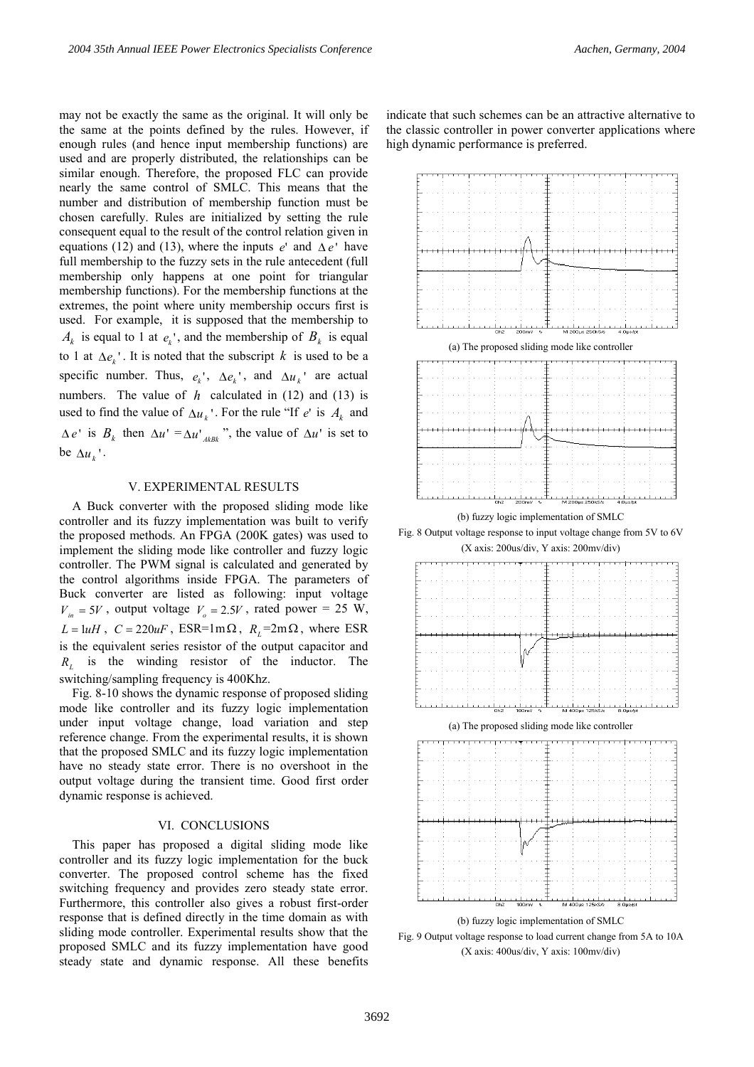may not be exactly the same as the original. It will only be the same at the points defined by the rules. However, if enough rules (and hence input membership functions) are used and are properly distributed, the relationships can be similar enough. Therefore, the proposed FLC can provide nearly the same control of SMLC. This means that the number and distribution of membership function must be chosen carefully. Rules are initialized by setting the rule consequent equal to the result of the control relation given in equations (12) and (13), where the inputs $e'$ and $\Delta e'$ have full membership to the fuzzy sets in the rule antecedent (full membership only happens at one point for triangular membership functions). For the membership functions at the extremes, the point where unity membership occurs first is used. For example, it is supposed that the membership to $A_k$ is equal to 1 at $e_k'$, and the membership of $B_k$ is equal to 1 at $\Delta e_k'$. It is noted that the subscript $k$ is used to be a specific number. Thus, $e_k'$, $\Delta e_k'$, and $\Delta u_k'$ are actual numbers. The value of $h$ calculated in (12) and (13) is used to find the value of $\Delta u_k'$. For the rule "If $e'$ is $A_k$ and $\Delta e'$ is $B_k$ then $\Delta u' = \Delta u'_{AkBk}$", the value of $\Delta u'$ is set to be $\Delta u_k'$.

## V. EXPERIMENTAL RESULTS

A Buck converter with the proposed sliding mode like controller and its fuzzy implementation was built to verify the proposed methods. An FPGA (200K gates) was used to implement the sliding mode like controller and fuzzy logic controller. The PWM signal is calculated and generated by the control algorithms inside FPGA. The parameters of Buck converter are listed as following: input voltage $V_{in} = 5V$, output voltage $V_o = 2.5V$, rated power = 25 W, $L = 1uH$, $C = 220uF$, ESR=1m$\Omega$, $R_L$=2m$\Omega$, where ESR is the equivalent series resistor of the output capacitor and $R_L$ is the winding resistor of the inductor. The switching/sampling frequency is 400Khz.

Fig. 8-10 shows the dynamic response of proposed sliding mode like controller and its fuzzy logic implementation under input voltage change, load variation and step reference change. From the experimental results, it is shown that the proposed SMLC and its fuzzy logic implementation have no steady state error. There is no overshoot in the output voltage during the transient time. Good first order dynamic response is achieved.

## VI. CONCLUSIONS

This paper has proposed a digital sliding mode like controller and its fuzzy logic implementation for the buck converter. The proposed control scheme has the fixed switching frequency and provides zero steady state error. Furthermore, this controller also gives a robust first-order response that is defined directly in the time domain as with sliding mode controller. Experimental results show that the proposed SMLC and its fuzzy implementation have good steady state and dynamic response. All these benefits indicate that such schemes can be an attractive alternative to the classic controller in power converter applications where high dynamic performance is preferred.

(a) The proposed sliding mode like controller

(b) fuzzy logic implementation of SMLC

Fig. 8 Output voltage response to input voltage change from 5V to 6V (X axis: 200us/div, Y axis: 200mv/div)

(a) The proposed sliding mode like controller

(b) fuzzy logic implementation of SMLC

Fig. 9 Output voltage response to load current change from 5A to 10A (X axis: 400us/div, Y axis: 100mv/div)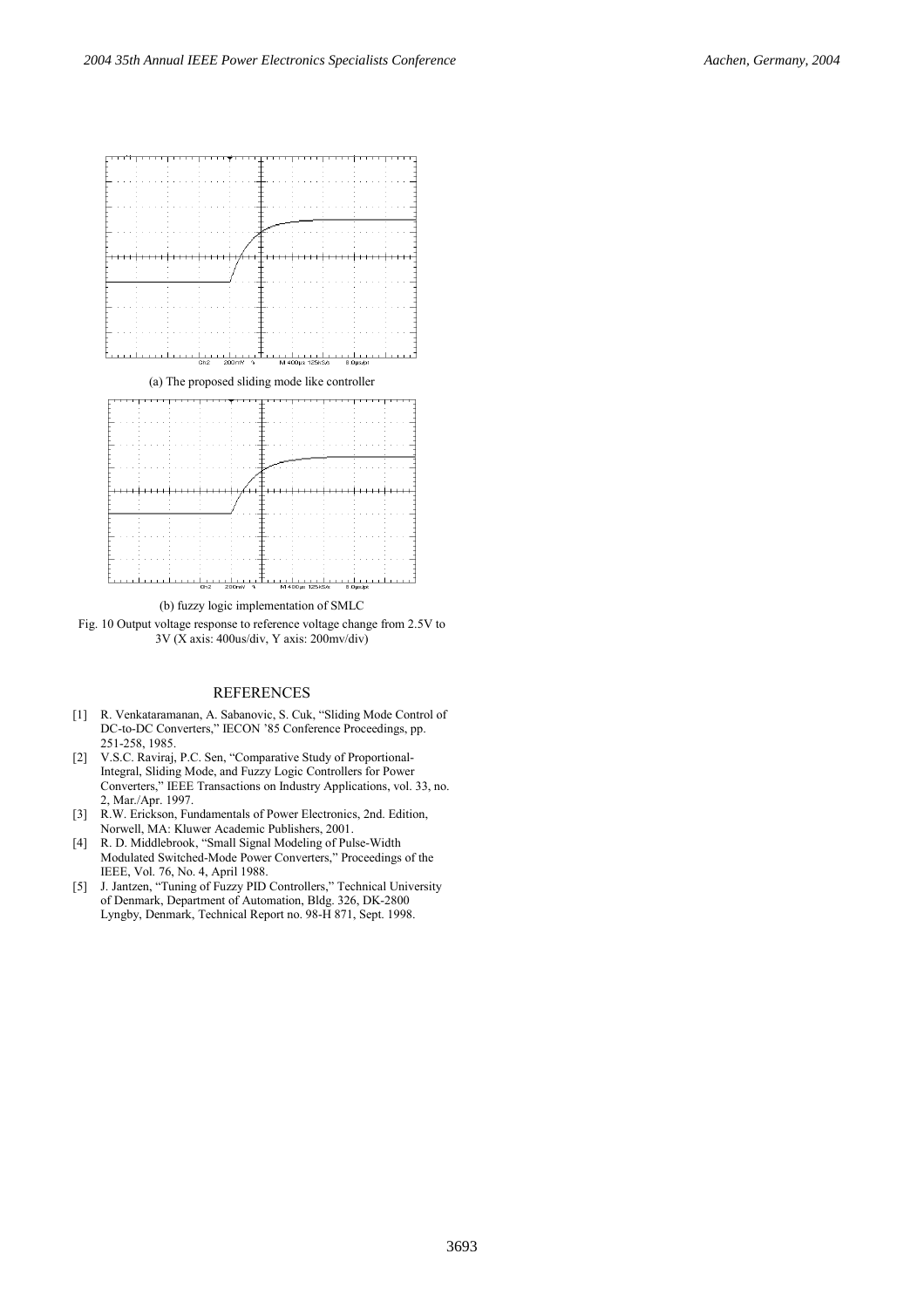Ch2 200mV M 400µs 125kS/s 8.0µs/pt

(a) The proposed sliding mode like controller

Ch2 200mV M 400µs 125kS/s 8.0µs/pt

(b) fuzzy logic implementation of SMLC

Fig. 10 Output voltage response to reference voltage change from 2.5V to 3V (X axis: 400us/div, Y axis: 200mv/div)

## REFERENCES

[1] R. Venkataramanan, A. Sabanovic, S. Cuk, "Sliding Mode Control of DC-to-DC Converters," IECON '85 Conference Proceedings, pp. 251-258, 1985.

[2] V.S.C. Raviraj, P.C. Sen, "Comparative Study of Proportional-Integral, Sliding Mode, and Fuzzy Logic Controllers for Power Converters," IEEE Transactions on Industry Applications, vol. 33, no. 2, Mar./Apr. 1997.

[3] R.W. Erickson, Fundamentals of Power Electronics, 2nd. Edition, Norwell, MA: Kluwer Academic Publishers, 2001.

[4] R. D. Middlebrook, "Small Signal Modeling of Pulse-Width Modulated Switched-Mode Power Converters," Proceedings of the IEEE, Vol. 76, No. 4, April 1988.

[5] J. Jantzen, "Tuning of Fuzzy PID Controllers," Technical University of Denmark, Department of Automation, Bldg. 326, DK-2800 Lyngby, Denmark, Technical Report no. 98-H 871, Sept. 1998.